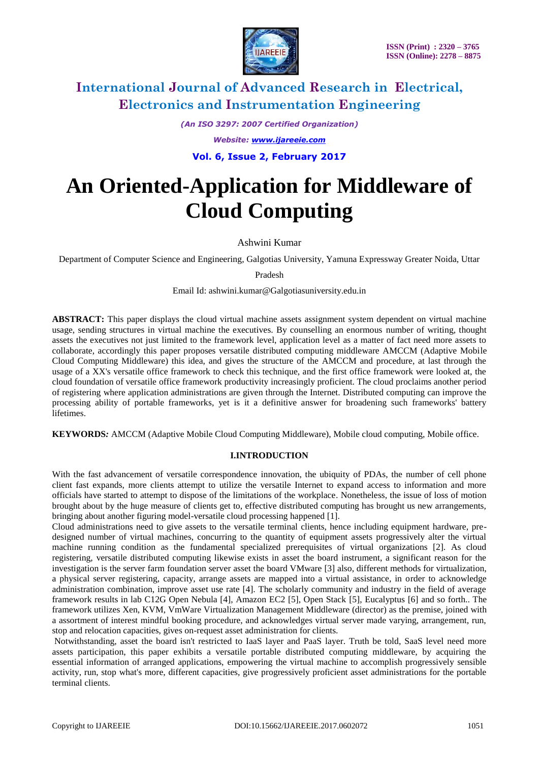# An Oriented-Application for Middleware of Cloud Computing

Ashwini Kumar

Department of Computer Science and Engineering, Galgotias University, Yamuna Expressway Greater Noida, Uttar Pradesh

Email Id: ashwini.kumar@Galgotiasuniversity.edu.in

**ABSTRACT:** This paper displays the cloud virtual machine assets assignment system dependent on virtual machine usage, sending structures in virtual machine the executives. By counselling an enormous number of writing, thought assets the executives not just limited to the framework level, application level as a matter of fact need more assets to collaborate, accordingly this paper proposes versatile distributed computing middleware AMCCM (Adaptive Mobile Cloud Computing Middleware) this idea, and gives the structure of the AMCCM and procedure, at last through the usage of a XX's versatile office framework to check this technique, and the first office framework were looked at, the cloud foundation of versatile office framework productivity increasingly proficient. The cloud proclaims another period of registering where application administrations are given through the Internet. Distributed computing can improve the processing ability of portable frameworks, yet is it a definitive answer for broadening such frameworks' battery lifetimes.

**KEYWORDS***:* AMCCM (Adaptive Mobile Cloud Computing Middleware), Mobile cloud computing, Mobile office.

## I.INTRODUCTION

With the fast advancement of versatile correspondence innovation, the ubiquity of PDAs, the number of cell phone client fast expands, more clients attempt to utilize the versatile Internet to expand access to information and more officials have started to attempt to dispose of the limitations of the workplace. Nonetheless, the issue of loss of motion brought about by the huge measure of clients get to, effective distributed computing has brought us new arrangements, bringing about another figuring model-versatile cloud processing happened [1].

Cloud administrations need to give assets to the versatile terminal clients, hence including equipment hardware, pre-designed number of virtual machines, concurring to the quantity of equipment assets progressively alter the virtual machine running condition as the fundamental specialized prerequisites of virtual organizations [2]. As cloud registering, versatile distributed computing likewise exists in asset the board instrument, a significant reason for the investigation is the server farm foundation server asset the board VMware [3] also, different methods for virtualization, a physical server registering, capacity, arrange assets are mapped into a virtual assistance, in order to acknowledge administration combination, improve asset use rate [4]. The scholarly community and industry in the field of average framework results in lab C12G Open Nebula [4], Amazon EC2 [5], Open Stack [5], Eucalyptus [6] and so forth.. The framework utilizes Xen, KVM, VmWare Virtualization Management Middleware (director) as the premise, joined with a assortment of interest mindful booking procedure, and acknowledges virtual server made varying, arrangement, run, stop and relocation capacities, gives on-request asset administration for clients.

Notwithstanding, asset the board isn't restricted to IaaS layer and PaaS layer. Truth be told, SaaS level need more assets participation, this paper exhibits a versatile portable distributed computing middleware, by acquiring the essential information of arranged applications, empowering the virtual machine to accomplish progressively sensible activity, run, stop what's more, different capacities, give progressively proficient asset administrations for the portable terminal clients.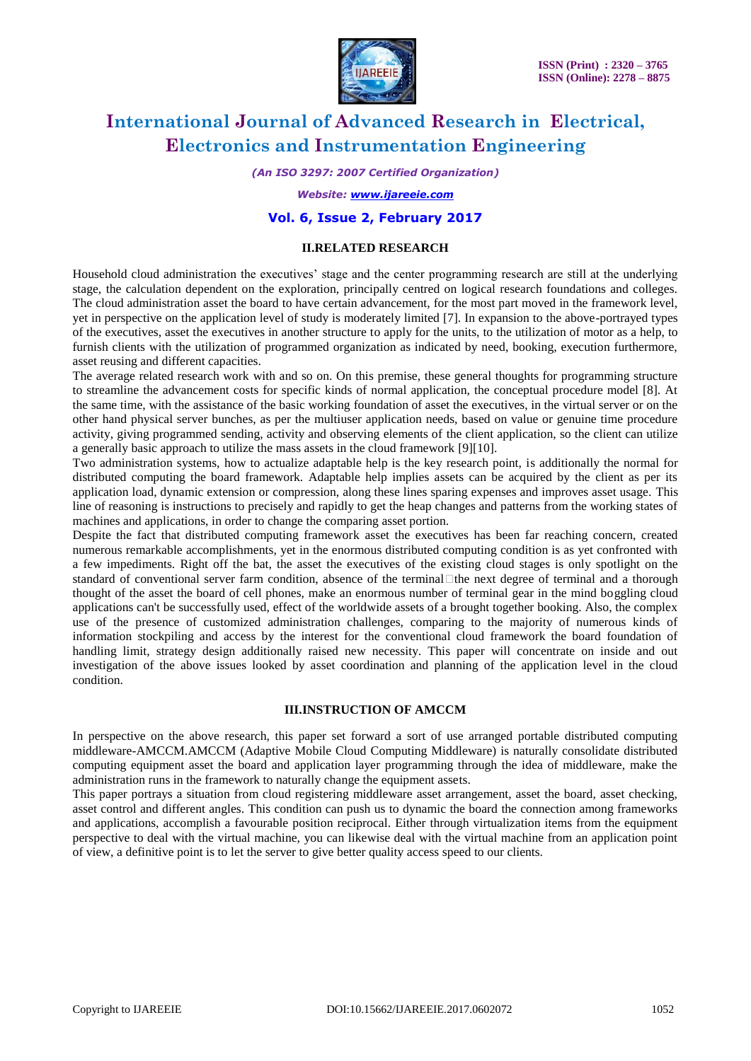## II.RELATED RESEARCH

Household cloud administration the executives' stage and the center programming research are still at the underlying stage, the calculation dependent on the exploration, principally centred on logical research foundations and colleges. The cloud administration asset the board to have certain advancement, for the most part moved in the framework level, yet in perspective on the application level of study is moderately limited [7]. In expansion to the above-portrayed types of the executives, asset the executives in another structure to apply for the units, to the utilization of motor as a help, to furnish clients with the utilization of programmed organization as indicated by need, booking, execution furthermore, asset reusing and different capacities.

The average related research work with and so on. On this premise, these general thoughts for programming structure to streamline the advancement costs for specific kinds of normal application, the conceptual procedure model [8]. At the same time, with the assistance of the basic working foundation of asset the executives, in the virtual server or on the other hand physical server bunches, as per the multiuser application needs, based on value or genuine time procedure activity, giving programmed sending, activity and observing elements of the client application, so the client can utilize a generally basic approach to utilize the mass assets in the cloud framework [9][10].

Two administration systems, how to actualize adaptable help is the key research point, is additionally the normal for distributed computing the board framework. Adaptable help implies assets can be acquired by the client as per its application load, dynamic extension or compression, along these lines sparing expenses and improves asset usage. This line of reasoning is instructions to precisely and rapidly to get the heap changes and patterns from the working states of machines and applications, in order to change the comparing asset portion.

Despite the fact that distributed computing framework asset the executives has been far reaching concern, created numerous remarkable accomplishments, yet in the enormous distributed computing condition is as yet confronted with a few impediments. Right off the bat, the asset the executives of the existing cloud stages is only spotlight on the standard of conventional server farm condition, absence of the terminal□the next degree of terminal and a thorough thought of the asset the board of cell phones, make an enormous number of terminal gear in the mind boggling cloud applications can't be successfully used, effect of the worldwide assets of a brought together booking. Also, the complex use of the presence of customized administration challenges, comparing to the majority of numerous kinds of information stockpiling and access by the interest for the conventional cloud framework the board foundation of handling limit, strategy design additionally raised new necessity. This paper will concentrate on inside and out investigation of the above issues looked by asset coordination and planning of the application level in the cloud condition.

## III.INSTRUCTION OF AMCCM

In perspective on the above research, this paper set forward a sort of use arranged portable distributed computing middleware-AMCCM.AMCCM (Adaptive Mobile Cloud Computing Middleware) is naturally consolidate distributed computing equipment asset the board and application layer programming through the idea of middleware, make the administration runs in the framework to naturally change the equipment assets.

This paper portrays a situation from cloud registering middleware asset arrangement, asset the board, asset checking, asset control and different angles. This condition can push us to dynamic the board the connection among frameworks and applications, accomplish a favourable position reciprocal. Either through virtualization items from the equipment perspective to deal with the virtual machine, you can likewise deal with the virtual machine from an application point of view, a definitive point is to let the server to give better quality access speed to our clients.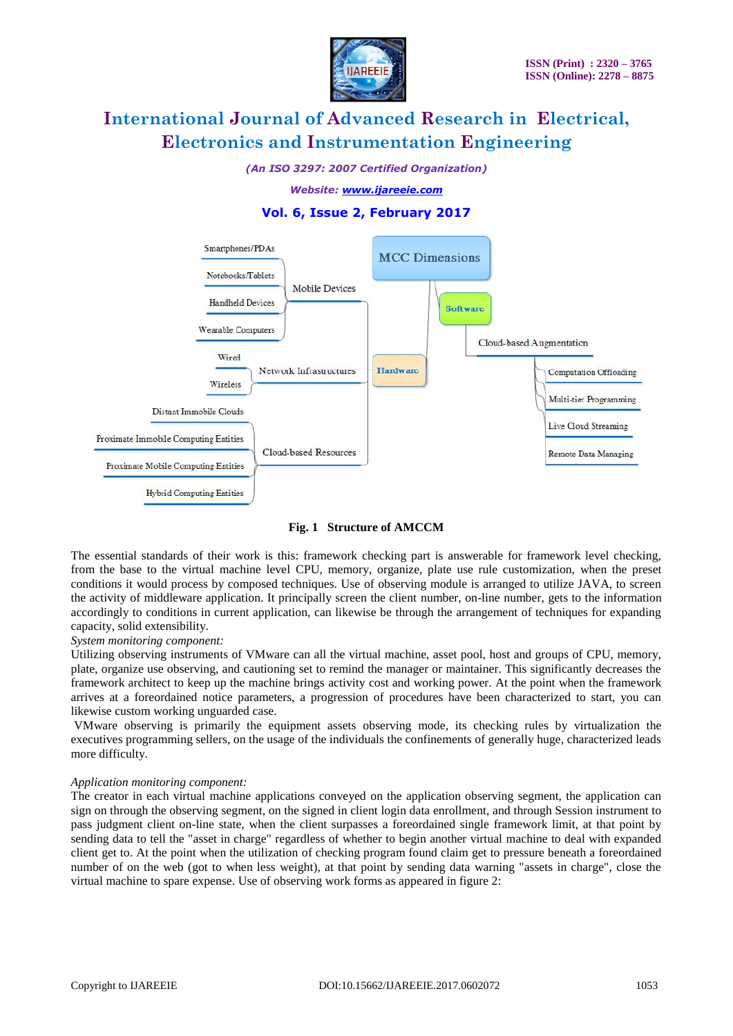Smartphones/PDAs

Notebooks/Tablets

Handheld Devices

Wearable Computers

Mobile Devices

Wired

Wireless

Network Infrastructures

Distant Immobile Clouds

Proximate Immobile Computing Entities

Proximate Mobile Computing Entities

Hybrid Computing Entities

Cloud-based Resources

MCC Dimensions

Hardware

Software

Cloud-based Augmentation

Computation Offloading

Multi-tier Programming

Live Cloud Streaming

Remote Data Managing

**Fig. 1 Structure of AMCCM**

The essential standards of their work is this: framework checking part is answerable for framework level checking, from the base to the virtual machine level CPU, memory, organize, plate use rule customization, when the preset conditions it would process by composed techniques. Use of observing module is arranged to utilize JAVA, to screen the activity of middleware application. It principally screen the client number, on-line number, gets to the information accordingly to conditions in current application, can likewise be through the arrangement of techniques for expanding capacity, solid extensibility.

*System monitoring component:*

Utilizing observing instruments of VMware can all the virtual machine, asset pool, host and groups of CPU, memory, plate, organize use observing, and cautioning set to remind the manager or maintainer. This significantly decreases the framework architect to keep up the machine brings activity cost and working power. At the point when the framework arrives at a foreordained notice parameters, a progression of procedures have been characterized to start, you can likewise custom working unguarded case.

VMware observing is primarily the equipment assets observing mode, its checking rules by virtualization the executives programming sellers, on the usage of the individuals the confinements of generally huge, characterized leads more difficulty.

*Application monitoring component:*

The creator in each virtual machine applications conveyed on the application observing segment, the application can sign on through the observing segment, on the signed in client login data enrollment, and through Session instrument to pass judgment client on-line state, when the client surpasses a foreordained single framework limit, at that point by sending data to tell the "asset in charge" regardless of whether to begin another virtual machine to deal with expanded client get to. At the point when the utilization of checking program found claim get to pressure beneath a foreordained number of on the web (got to when less weight), at that point by sending data warning "assets in charge", close the virtual machine to spare expense. Use of observing work forms as appeared in figure 2: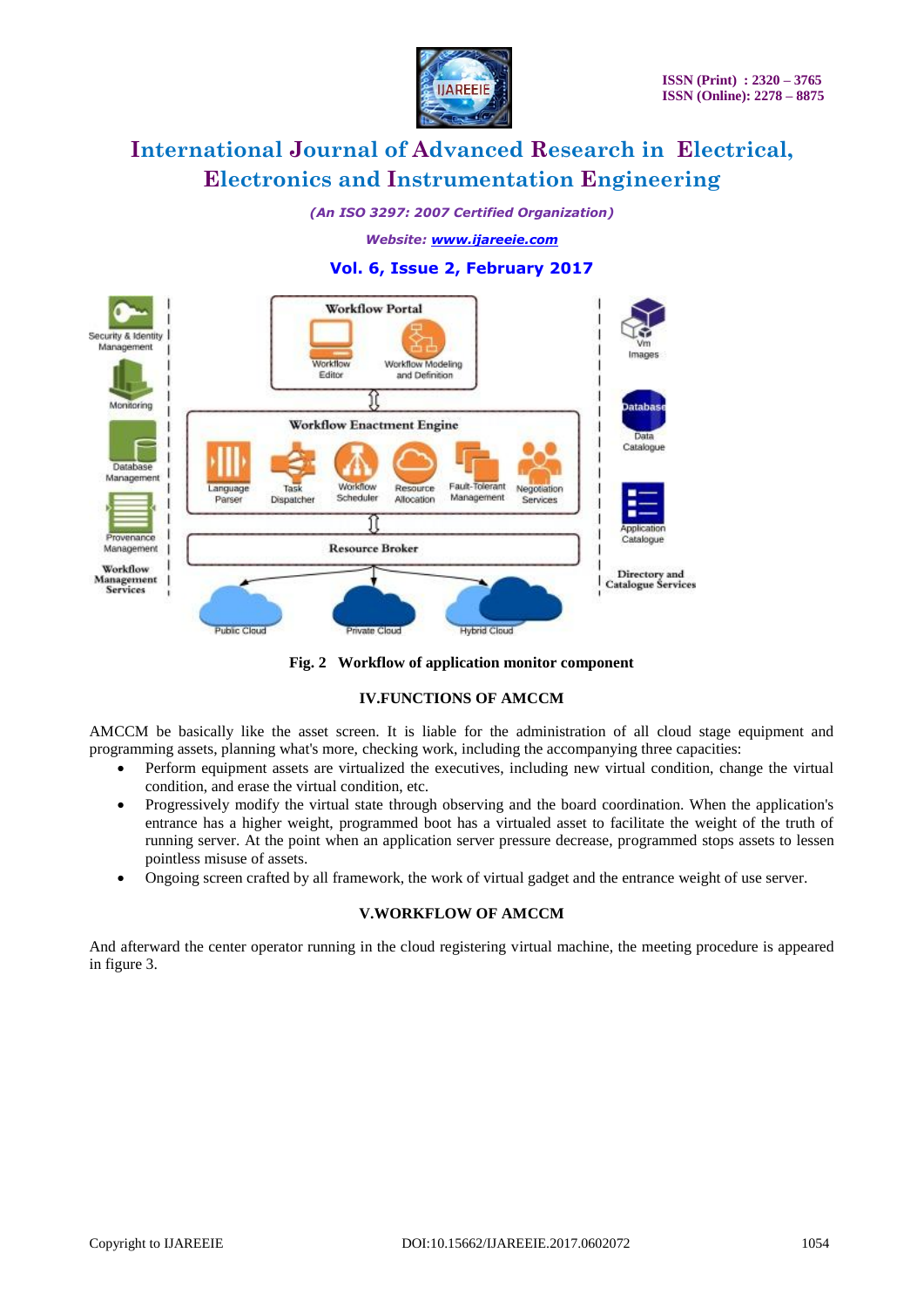Fig. 2 Workflow of application monitor component

## IV.FUNCTIONS OF AMCCM

AMCCM be basically like the asset screen. It is liable for the administration of all cloud stage equipment and programming assets, planning what's more, checking work, including the accompanying three capacities:

- Perform equipment assets are virtualized the executives, including new virtual condition, change the virtual condition, and erase the virtual condition, etc.
- Progressively modify the virtual state through observing and the board coordination. When the application's entrance has a higher weight, programmed boot has a virtualed asset to facilitate the weight of the truth of running server. At the point when an application server pressure decrease, programmed stops assets to lessen pointless misuse of assets.
- Ongoing screen crafted by all framework, the work of virtual gadget and the entrance weight of use server.

## V.WORKFLOW OF AMCCM

And afterward the center operator running in the cloud registering virtual machine, the meeting procedure is appeared in figure 3.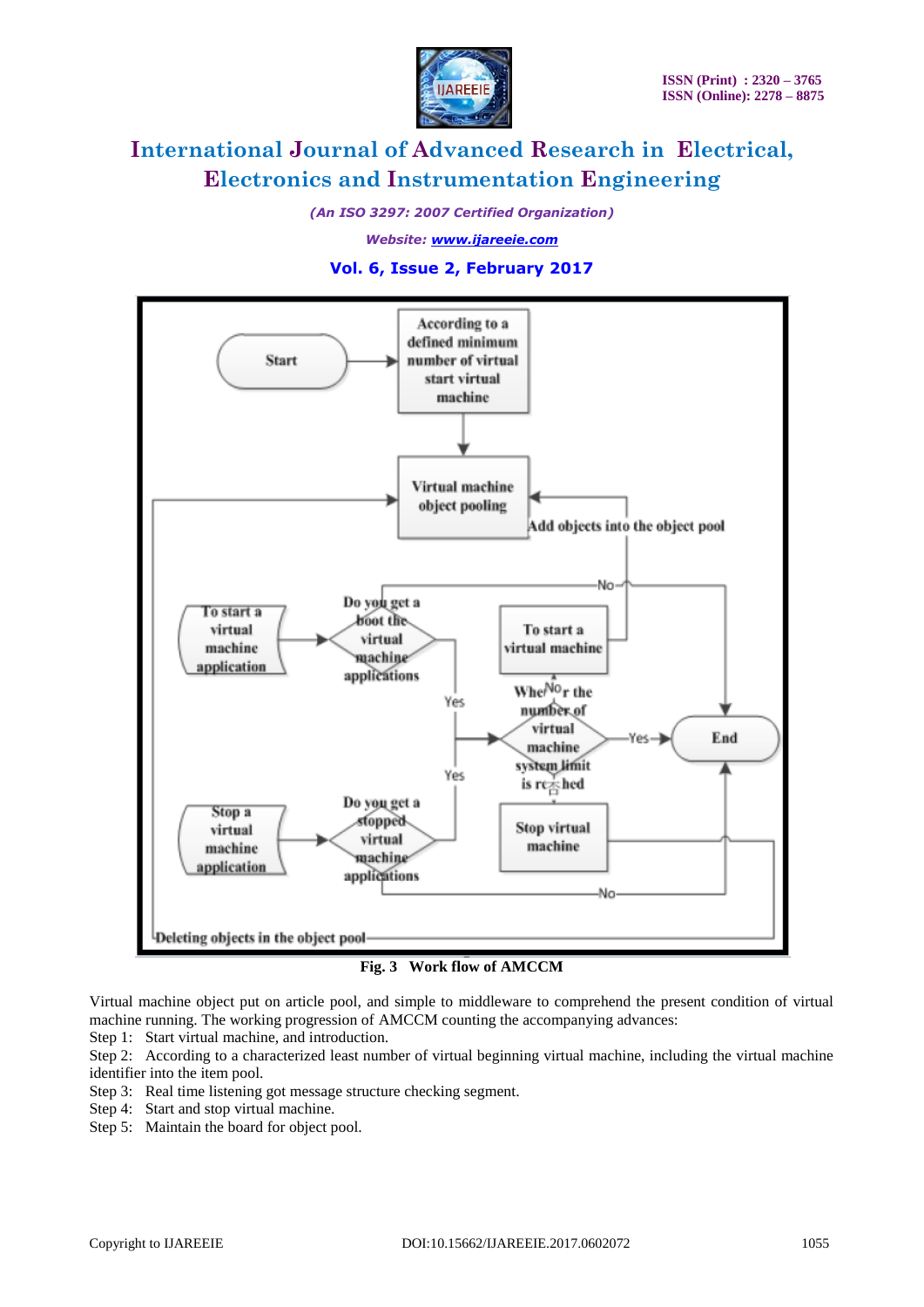Fig. 3 Work flow of AMCCM

Virtual machine object put on article pool, and simple to middleware to comprehend the present condition of virtual machine running. The working progression of AMCCM counting the accompanying advances:

Step 1: Start virtual machine, and introduction.

Step 2: According to a characterized least number of virtual beginning virtual machine, including the virtual machine identifier into the item pool.

Step 3: Real time listening got message structure checking segment.

Step 4: Start and stop virtual machine.

Step 5: Maintain the board for object pool.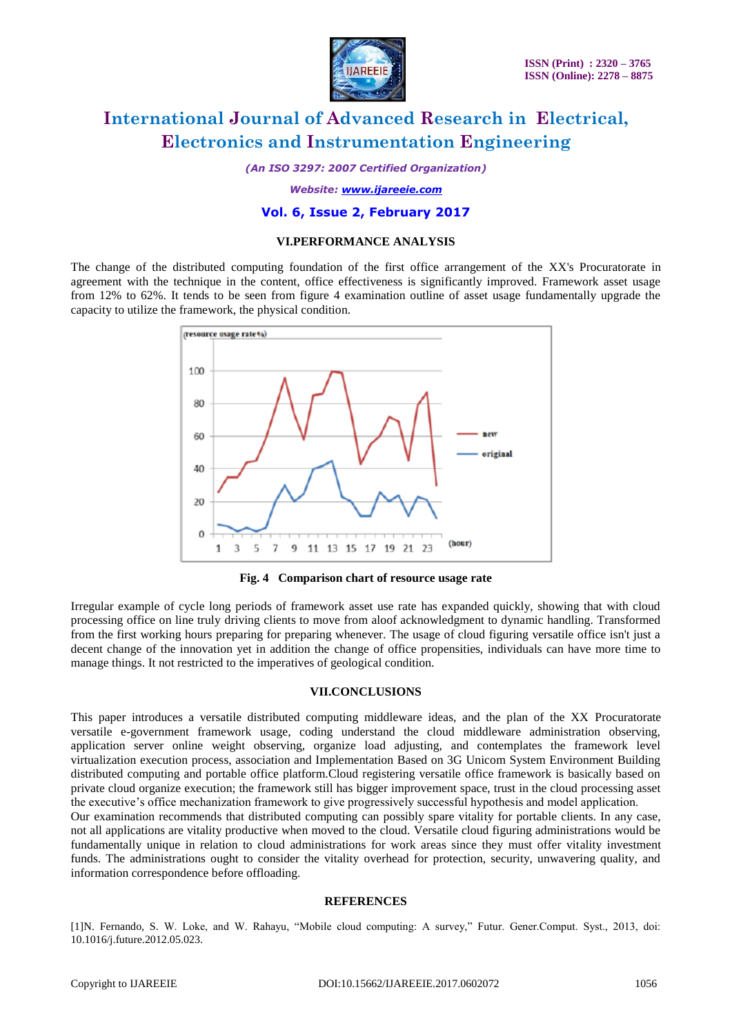## VI.PERFORMANCE ANALYSIS

The change of the distributed computing foundation of the first office arrangement of the XX's Procuratorate in agreement with the technique in the content, office effectiveness is significantly improved. Framework asset usage from 12% to 62%. It tends to be seen from figure 4 examination outline of asset usage fundamentally upgrade the capacity to utilize the framework, the physical condition.

**Fig. 4 Comparison chart of resource usage rate**

Irregular example of cycle long periods of framework asset use rate has expanded quickly, showing that with cloud processing office on line truly driving clients to move from aloof acknowledgment to dynamic handling. Transformed from the first working hours preparing for preparing whenever. The usage of cloud figuring versatile office isn't just a decent change of the innovation yet in addition the change of office propensities, individuals can have more time to manage things. It not restricted to the imperatives of geological condition.

## VII.CONCLUSIONS

This paper introduces a versatile distributed computing middleware ideas, and the plan of the XX Procuratorate versatile e-government framework usage, coding understand the cloud middleware administration observing, application server online weight observing, organize load adjusting, and contemplates the framework level virtualization execution process, association and Implementation Based on 3G Unicom System Environment Building distributed computing and portable office platform.Cloud registering versatile office framework is basically based on private cloud organize execution; the framework still has bigger improvement space, trust in the cloud processing asset the executive's office mechanization framework to give progressively successful hypothesis and model application.

Our examination recommends that distributed computing can possibly spare vitality for portable clients. In any case, not all applications are vitality productive when moved to the cloud. Versatile cloud figuring administrations would be fundamentally unique in relation to cloud administrations for work areas since they must offer vitality investment funds. The administrations ought to consider the vitality overhead for protection, security, unwavering quality, and information correspondence before offloading.

## REFERENCES

[1]N. Fernando, S. W. Loke, and W. Rahayu, "Mobile cloud computing: A survey," Futur. Gener.Comput. Syst., 2013, doi: 10.1016/j.future.2012.05.023.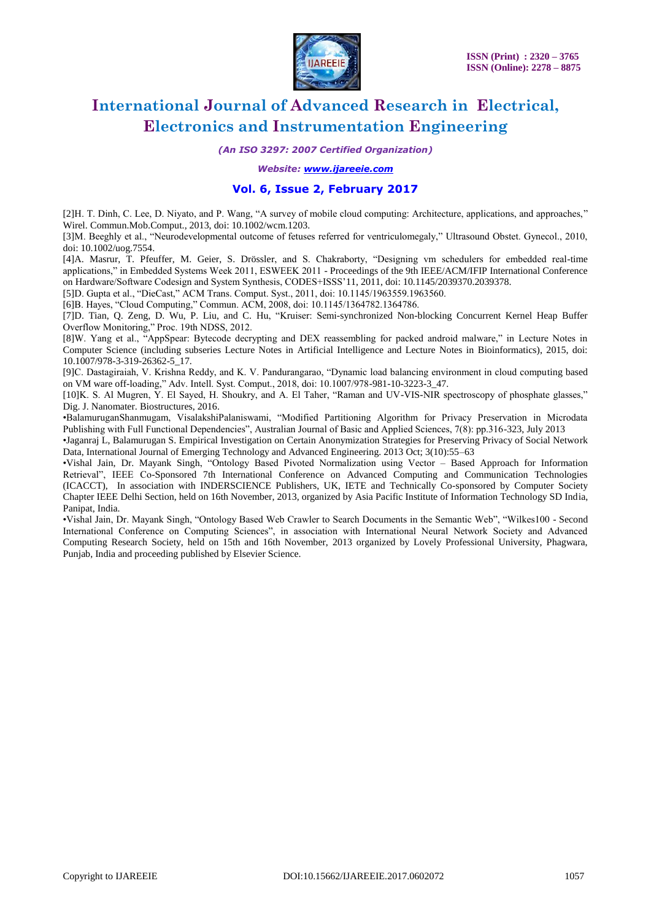[2]H. T. Dinh, C. Lee, D. Niyato, and P. Wang, "A survey of mobile cloud computing: Architecture, applications, and approaches," Wirel. Commun.Mob.Comput., 2013, doi: 10.1002/wcm.1203.

[3]M. Beeghly et al., "Neurodevelopmental outcome of fetuses referred for ventriculomegaly," Ultrasound Obstet. Gynecol., 2010, doi: 10.1002/uog.7554.

[4]A. Masrur, T. Pfeuffer, M. Geier, S. Drössler, and S. Chakraborty, "Designing vm schedulers for embedded real-time applications," in Embedded Systems Week 2011, ESWEEK 2011 - Proceedings of the 9th IEEE/ACM/IFIP International Conference on Hardware/Software Codesign and System Synthesis, CODES+ISSS'11, 2011, doi: 10.1145/2039370.2039378.

[5]D. Gupta et al., "DieCast," ACM Trans. Comput. Syst., 2011, doi: 10.1145/1963559.1963560.

[6]B. Hayes, "Cloud Computing," Commun. ACM, 2008, doi: 10.1145/1364782.1364786.

[7]D. Tian, Q. Zeng, D. Wu, P. Liu, and C. Hu, "Kruiser: Semi-synchronized Non-blocking Concurrent Kernel Heap Buffer Overflow Monitoring," Proc. 19th NDSS, 2012.

[8]W. Yang et al., "AppSpear: Bytecode decrypting and DEX reassembling for packed android malware," in Lecture Notes in Computer Science (including subseries Lecture Notes in Artificial Intelligence and Lecture Notes in Bioinformatics), 2015, doi: 10.1007/978-3-319-26362-5_17.

[9]C. Dastagiraiah, V. Krishna Reddy, and K. V. Pandurangarao, "Dynamic load balancing environment in cloud computing based on VM ware off-loading," Adv. Intell. Syst. Comput., 2018, doi: 10.1007/978-981-10-3223-3_47.

[10]K. S. Al Mugren, Y. El Sayed, H. Shoukry, and A. El Taher, "Raman and UV-VIS-NIR spectroscopy of phosphate glasses," Dig. J. Nanomater. Biostructures, 2016.

•BalamuruganShanmugam, VisalakshiPalaniswami, "Modified Partitioning Algorithm for Privacy Preservation in Microdata Publishing with Full Functional Dependencies", Australian Journal of Basic and Applied Sciences, 7(8): pp.316-323, July 2013

•Jaganraj L, Balamurugan S. Empirical Investigation on Certain Anonymization Strategies for Preserving Privacy of Social Network Data, International Journal of Emerging Technology and Advanced Engineering. 2013 Oct; 3(10):55–63

•Vishal Jain, Dr. Mayank Singh, "Ontology Based Pivoted Normalization using Vector – Based Approach for Information Retrieval", IEEE Co-Sponsored 7th International Conference on Advanced Computing and Communication Technologies (ICACCT), In association with INDERSCIENCE Publishers, UK, IETE and Technically Co-sponsored by Computer Society Chapter IEEE Delhi Section, held on 16th November, 2013, organized by Asia Pacific Institute of Information Technology SD India, Panipat, India.

•Vishal Jain, Dr. Mayank Singh, "Ontology Based Web Crawler to Search Documents in the Semantic Web", "Wilkes100 - Second International Conference on Computing Sciences", in association with International Neural Network Society and Advanced Computing Research Society, held on 15th and 16th November, 2013 organized by Lovely Professional University, Phagwara, Punjab, India and proceeding published by Elsevier Science.